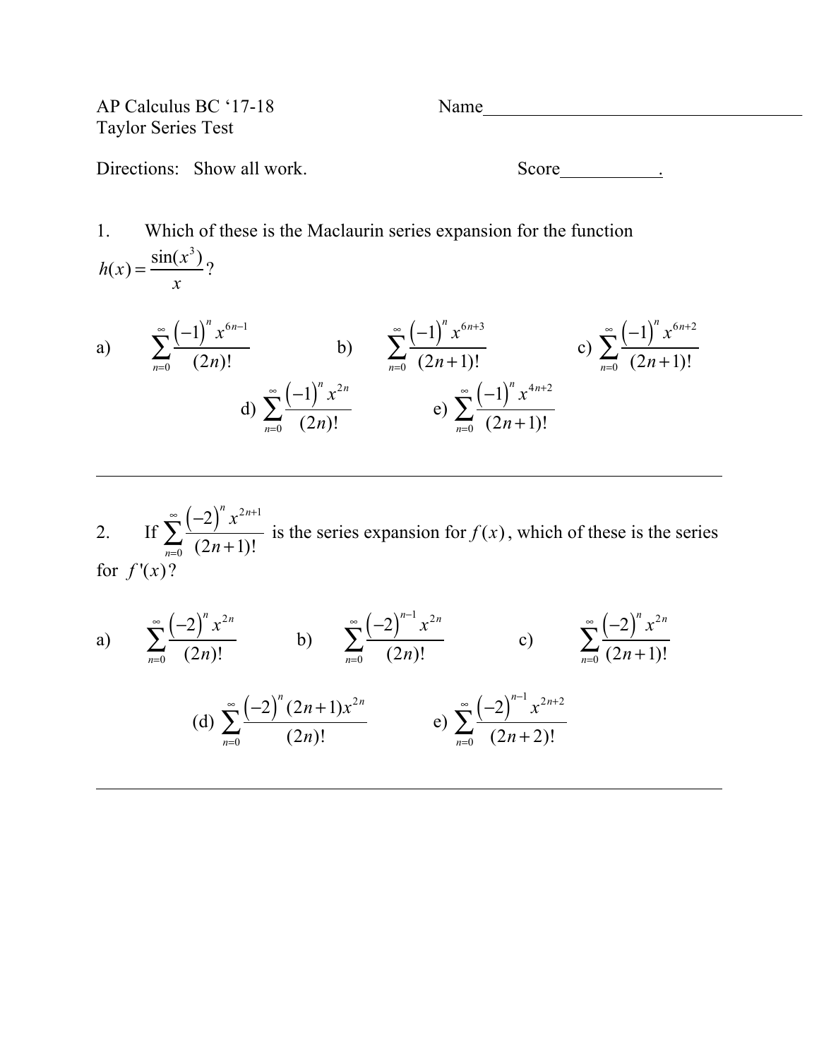AP Calculus BC '17-18 Name_________________________________

Taylor Series Test

Directions: Show all work. Score__________.

1. Which of these is the Maclaurin series expansion for the function $h(x) = \dfrac{\sin(x^3)}{x}$?

a) $\displaystyle\sum_{n=0}^{\infty} \frac{(-1)^n x^{6n-1}}{(2n)!}$ b) $\displaystyle\sum_{n=0}^{\infty} \frac{(-1)^n x^{6n+3}}{(2n+1)!}$ c) $\displaystyle\sum_{n=0}^{\infty} \frac{(-1)^n x^{6n+2}}{(2n+1)!}$

d) $\displaystyle\sum_{n=0}^{\infty} \frac{(-1)^n x^{2n}}{(2n)!}$ e) $\displaystyle\sum_{n=0}^{\infty} \frac{(-1)^n x^{4n+2}}{(2n+1)!}$

---

2. If $\displaystyle\sum_{n=0}^{\infty} \frac{(-2)^n x^{2n+1}}{(2n+1)!}$ is the series expansion for $f(x)$, which of these is the series for $f'(x)$?

a) $\displaystyle\sum_{n=0}^{\infty} \frac{(-2)^n x^{2n}}{(2n)!}$ b) $\displaystyle\sum_{n=0}^{\infty} \frac{(-2)^{n-1} x^{2n}}{(2n)!}$ c) $\displaystyle\sum_{n=0}^{\infty} \frac{(-2)^n x^{2n}}{(2n+1)!}$

(d) $\displaystyle\sum_{n=0}^{\infty} \frac{(-2)^n (2n+1) x^{2n}}{(2n)!}$ e) $\displaystyle\sum_{n=0}^{\infty} \frac{(-2)^{n-1} x^{2n+2}}{(2n+2)!}$

---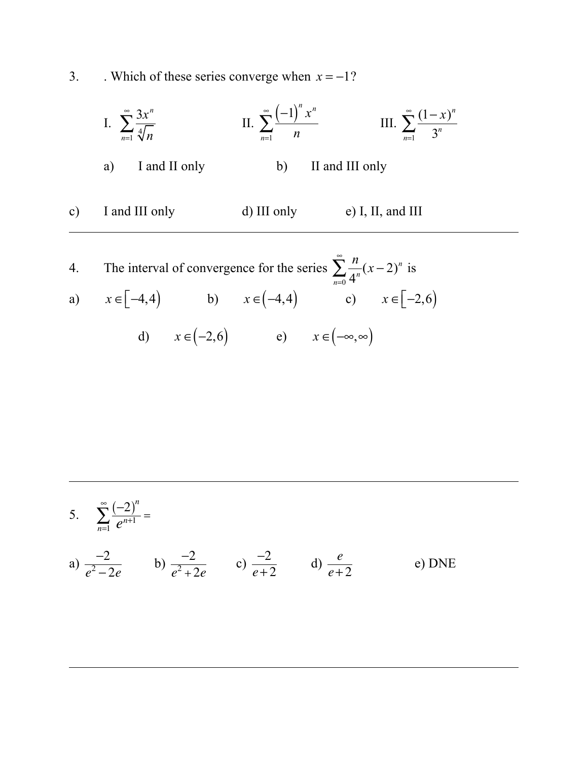3. . Which of these series converge when $x = -1$?

I. $\sum_{n=1}^{\infty} \frac{3x^n}{\sqrt[4]{n}}$ II. $\sum_{n=1}^{\infty} \frac{(-1)^n x^n}{n}$ III. $\sum_{n=1}^{\infty} \frac{(1-x)^n}{3^n}$

a) I and II only b) II and III only

c) I and III only d) III only e) I, II, and III

---

4. The interval of convergence for the series $\sum_{n=0}^{\infty} \frac{n}{4^n}(x-2)^n$ is

a) $x \in [-4,4)$ b) $x \in (-4,4)$ c) $x \in [-2,6)$

d) $x \in (-2,6)$ e) $x \in (-\infty,\infty)$

---

5. $\sum_{n=1}^{\infty} \frac{(-2)^n}{e^{n+1}} =$

a) $\frac{-2}{e^2 - 2e}$ b) $\frac{-2}{e^2 + 2e}$ c) $\frac{-2}{e+2}$ d) $\frac{e}{e+2}$ e) DNE

---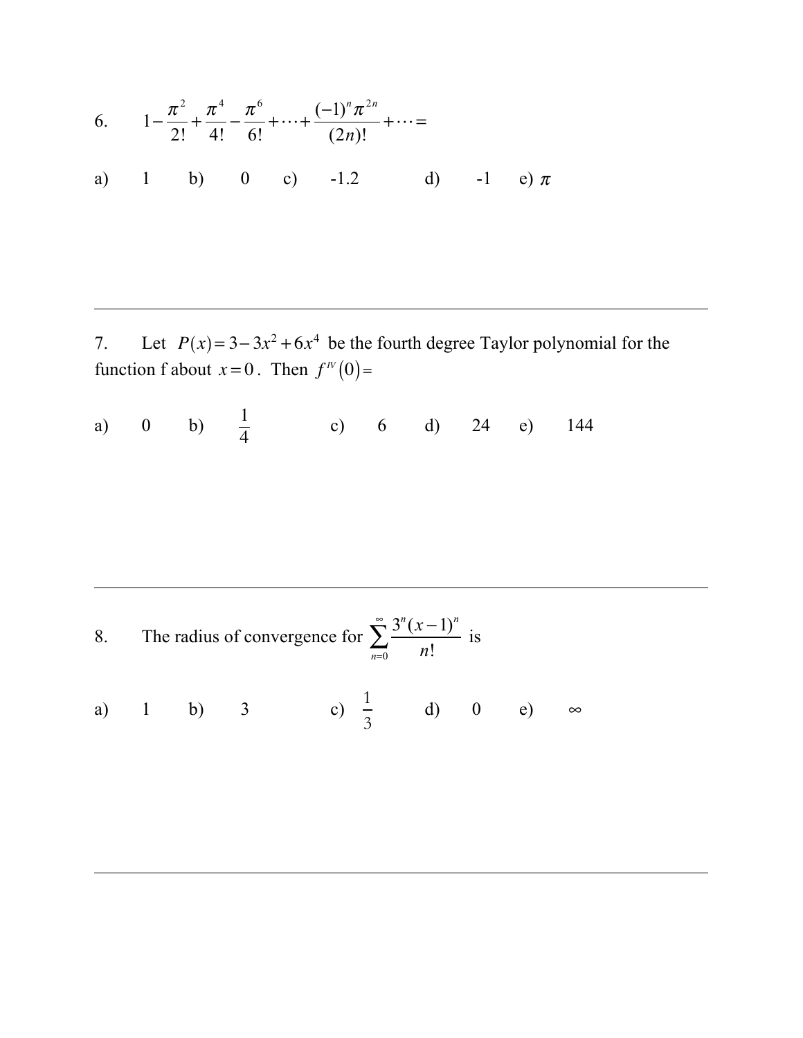6. $$1 - \frac{\pi^2}{2!} + \frac{\pi^4}{4!} - \frac{\pi^6}{6!} + \cdots + \frac{(-1)^n \pi^{2n}}{(2n)!} + \cdots =$$

a) 1 b) 0 c) -1.2 d) -1 e) $\pi$

---

7. Let $P(x) = 3 - 3x^2 + 6x^4$ be the fourth degree Taylor polynomial for the function f about $x = 0$. Then $f^{IV}(0) =$

a) 0 b) $\frac{1}{4}$ c) 6 d) 24 e) 144

---

8. The radius of convergence for $\sum_{n=0}^{\infty} \frac{3^n (x-1)^n}{n!}$ is

a) 1 b) 3 c) $\frac{1}{3}$ d) 0 e) $\infty$

---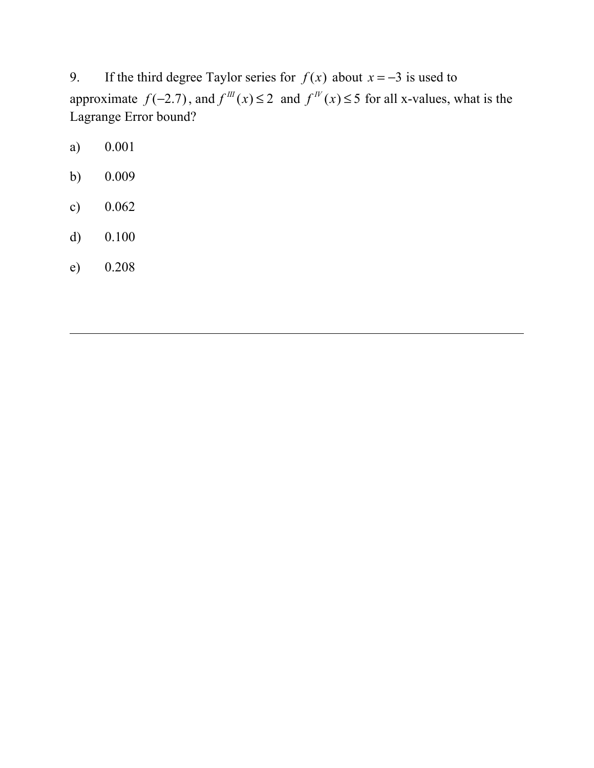9. If the third degree Taylor series for $f(x)$ about $x = -3$ is used to approximate $f(-2.7)$, and $f^{III}(x) \leq 2$ and $f^{IV}(x) \leq 5$ for all x-values, what is the Lagrange Error bound?

a) 0.001

b) 0.009

c) 0.062

d) 0.100

e) 0.208

---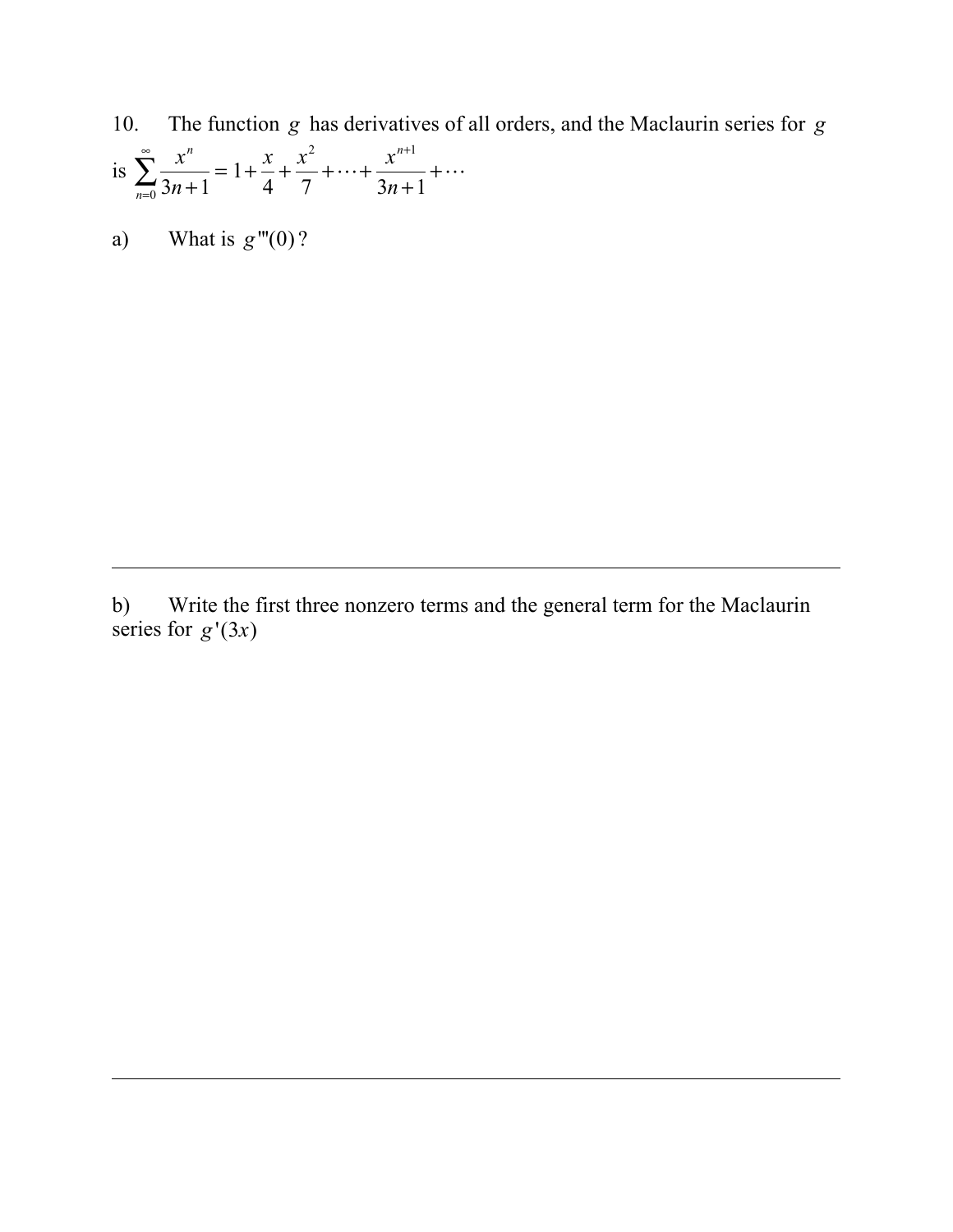10. The function $g$ has derivatives of all orders, and the Maclaurin series for $g$ is $\sum_{n=0}^{\infty} \frac{x^n}{3n+1} = 1 + \frac{x}{4} + \frac{x^2}{7} + \cdots + \frac{x^{n+1}}{3n+1} + \cdots$

a) What is $g'''(0)$?

---

b) Write the first three nonzero terms and the general term for the Maclaurin series for $g'(3x)$

---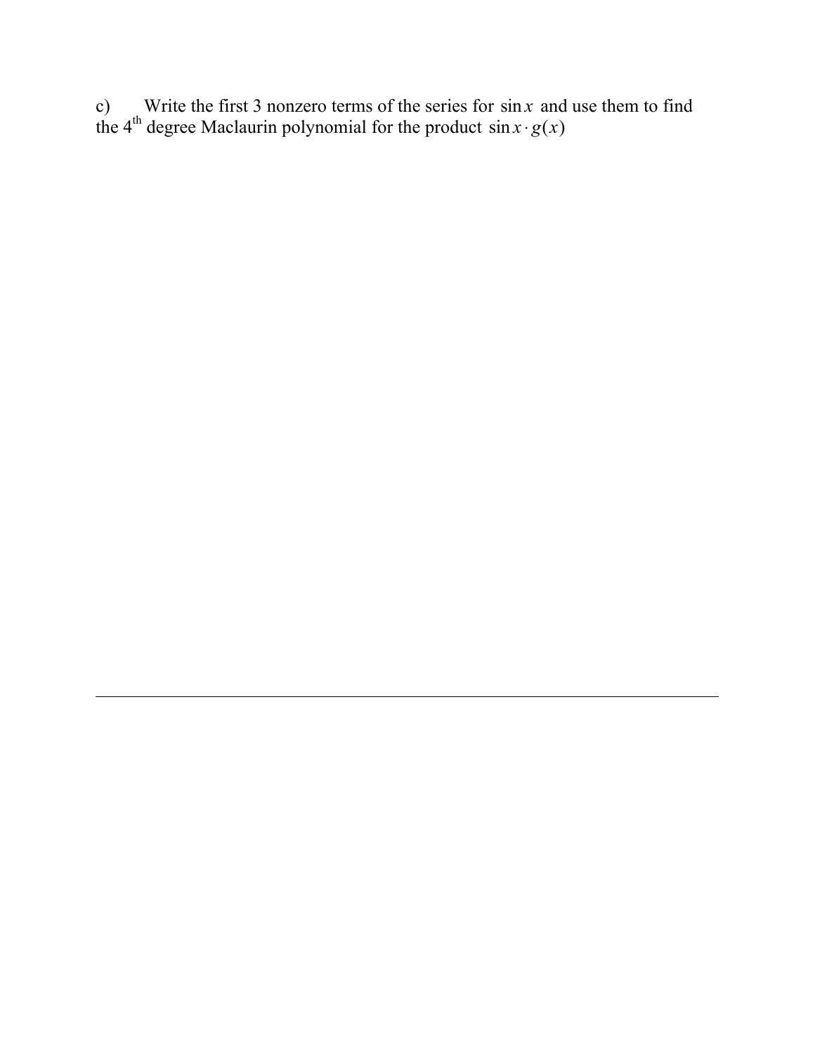c) Write the first 3 nonzero terms of the series for $\sin x$ and use them to find the $4^{\text{th}}$ degree Maclaurin polynomial for the product $\sin x \cdot g(x)$

---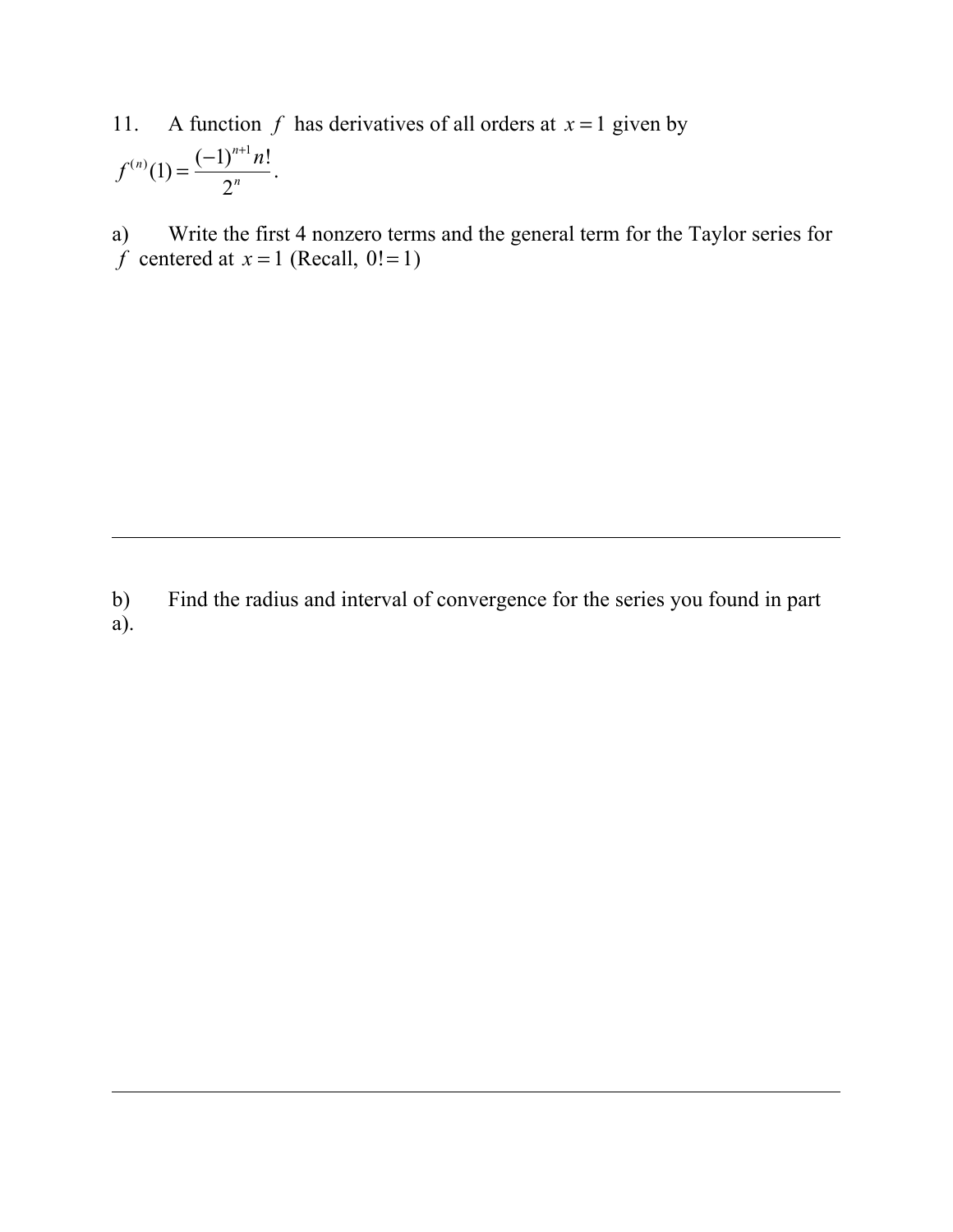11. A function $f$ has derivatives of all orders at $x = 1$ given by $f^{(n)}(1) = \dfrac{(-1)^{n+1} n!}{2^n}$.

a) Write the first 4 nonzero terms and the general term for the Taylor series for $f$ centered at $x = 1$ (Recall, $0! = 1$)

---

b) Find the radius and interval of convergence for the series you found in part a).

---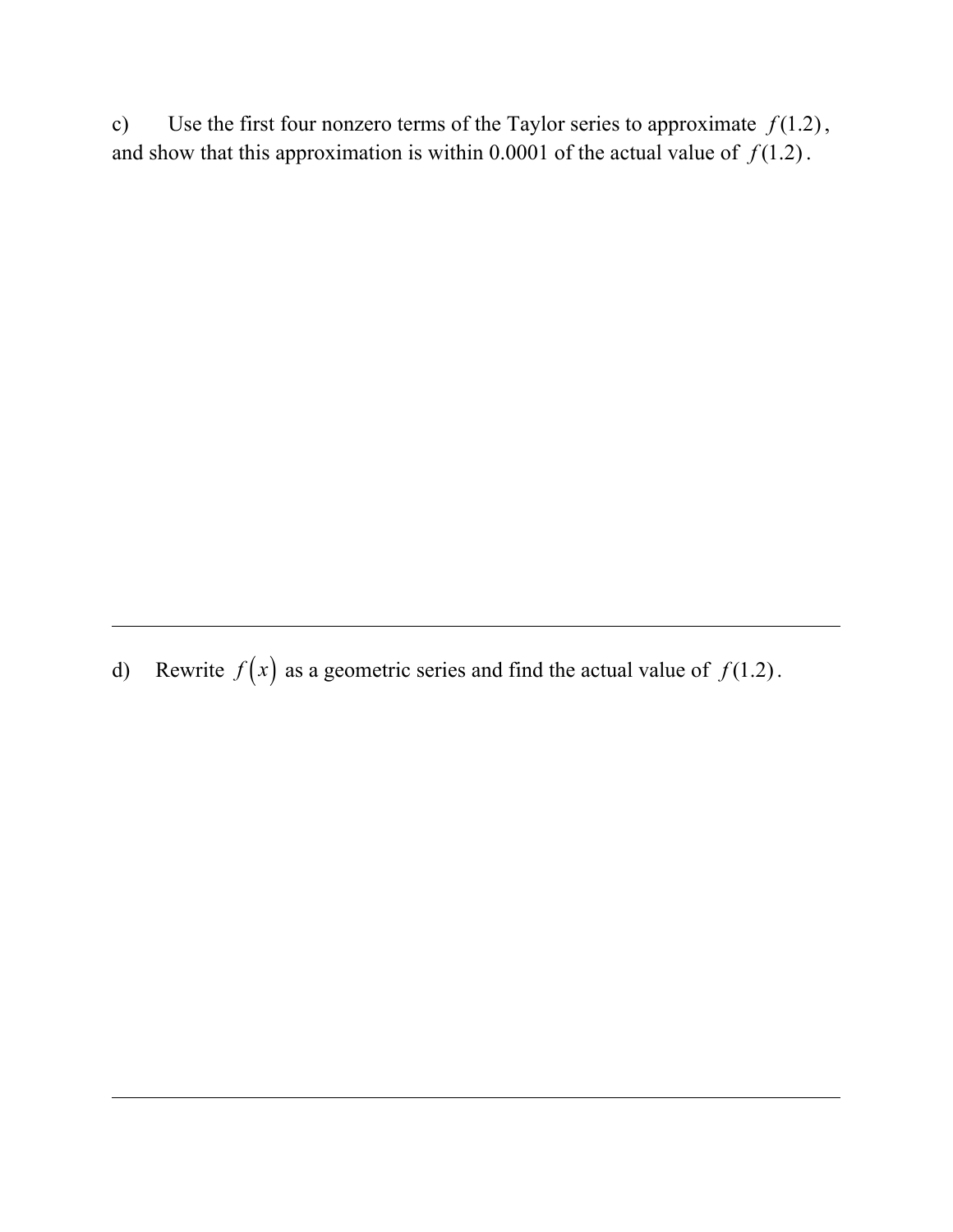c) Use the first four nonzero terms of the Taylor series to approximate $f(1.2)$, and show that this approximation is within 0.0001 of the actual value of $f(1.2)$.

---

d) Rewrite $f(x)$ as a geometric series and find the actual value of $f(1.2)$.

---